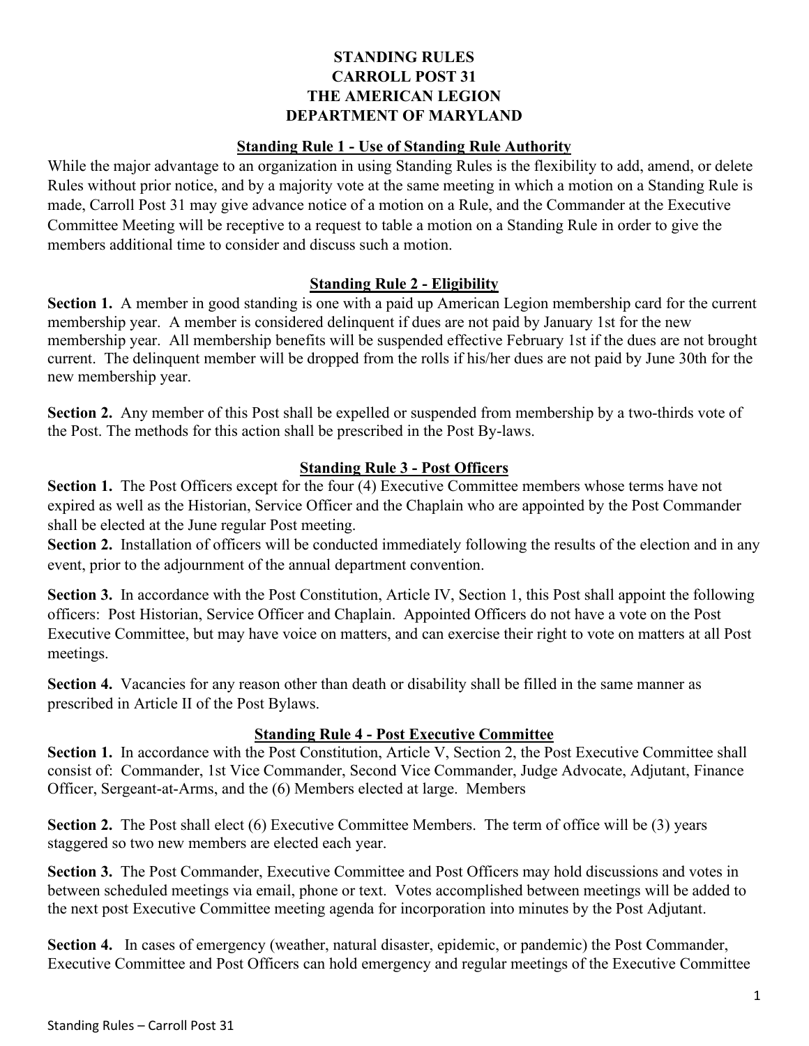# STANDING RULES
# CARROLL POST 31
# THE AMERICAN LEGION
# DEPARTMENT OF MARYLAND

## Standing Rule 1 - Use of Standing Rule Authority

While the major advantage to an organization in using Standing Rules is the flexibility to add, amend, or delete Rules without prior notice, and by a majority vote at the same meeting in which a motion on a Standing Rule is made, Carroll Post 31 may give advance notice of a motion on a Rule, and the Commander at the Executive Committee Meeting will be receptive to a request to table a motion on a Standing Rule in order to give the members additional time to consider and discuss such a motion.

## Standing Rule 2 - Eligibility

**Section 1.** A member in good standing is one with a paid up American Legion membership card for the current membership year. A member is considered delinquent if dues are not paid by January 1st for the new membership year. All membership benefits will be suspended effective February 1st if the dues are not brought current. The delinquent member will be dropped from the rolls if his/her dues are not paid by June 30th for the new membership year.

**Section 2.** Any member of this Post shall be expelled or suspended from membership by a two-thirds vote of the Post. The methods for this action shall be prescribed in the Post By-laws.

## Standing Rule 3 - Post Officers

**Section 1.** The Post Officers except for the four (4) Executive Committee members whose terms have not expired as well as the Historian, Service Officer and the Chaplain who are appointed by the Post Commander shall be elected at the June regular Post meeting.

**Section 2.** Installation of officers will be conducted immediately following the results of the election and in any event, prior to the adjournment of the annual department convention.

**Section 3.** In accordance with the Post Constitution, Article IV, Section 1, this Post shall appoint the following officers: Post Historian, Service Officer and Chaplain. Appointed Officers do not have a vote on the Post Executive Committee, but may have voice on matters, and can exercise their right to vote on matters at all Post meetings.

**Section 4.** Vacancies for any reason other than death or disability shall be filled in the same manner as prescribed in Article II of the Post Bylaws.

## Standing Rule 4 - Post Executive Committee

**Section 1.** In accordance with the Post Constitution, Article V, Section 2, the Post Executive Committee shall consist of: Commander, 1st Vice Commander, Second Vice Commander, Judge Advocate, Adjutant, Finance Officer, Sergeant-at-Arms, and the (6) Members elected at large. Members

**Section 2.** The Post shall elect (6) Executive Committee Members. The term of office will be (3) years staggered so two new members are elected each year.

**Section 3.** The Post Commander, Executive Committee and Post Officers may hold discussions and votes in between scheduled meetings via email, phone or text. Votes accomplished between meetings will be added to the next post Executive Committee meeting agenda for incorporation into minutes by the Post Adjutant.

**Section 4.** In cases of emergency (weather, natural disaster, epidemic, or pandemic) the Post Commander, Executive Committee and Post Officers can hold emergency and regular meetings of the Executive Committee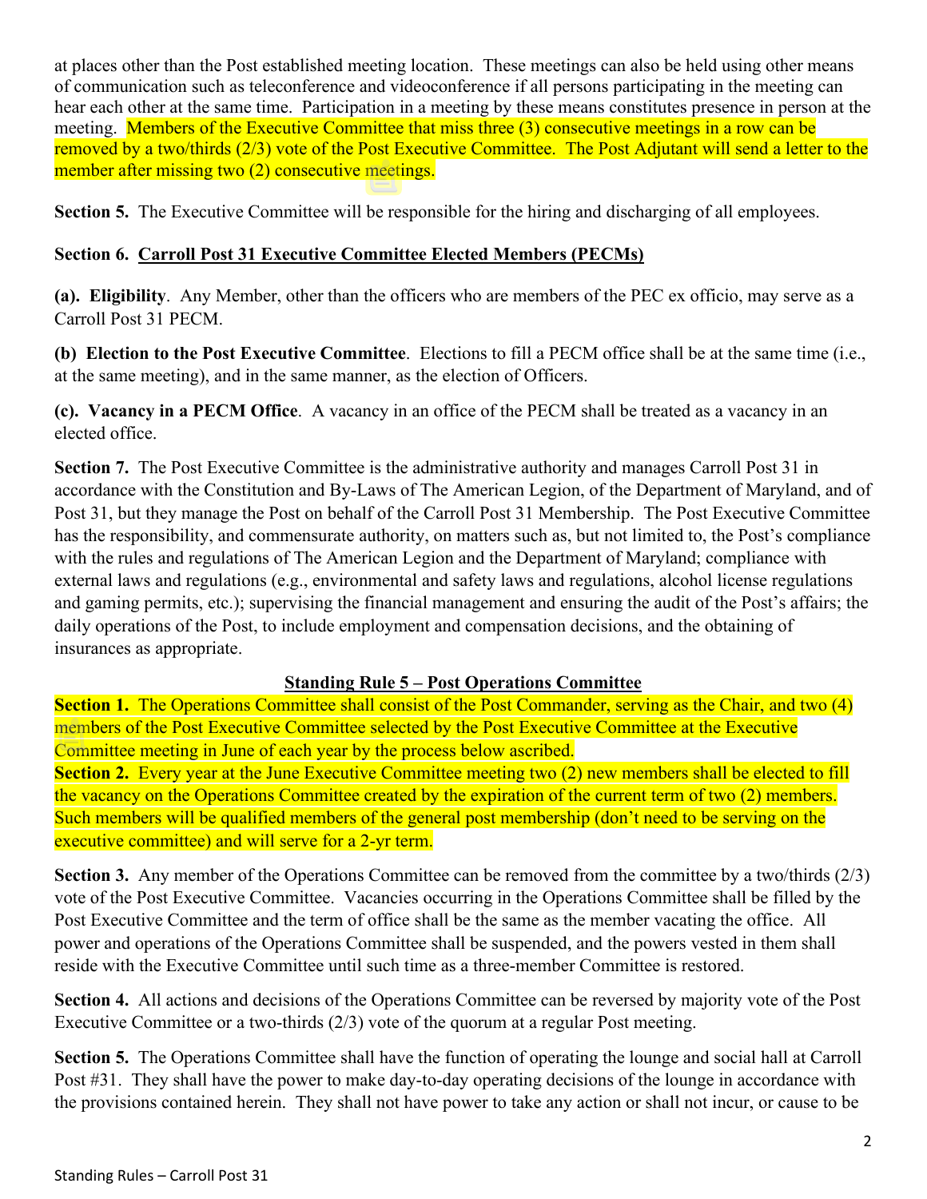at places other than the Post established meeting location. These meetings can also be held using other means of communication such as teleconference and videoconference if all persons participating in the meeting can hear each other at the same time. Participation in a meeting by these means constitutes presence in person at the meeting. Members of the Executive Committee that miss three (3) consecutive meetings in a row can be removed by a two/thirds (2/3) vote of the Post Executive Committee. The Post Adjutant will send a letter to the member after missing two (2) consecutive meetings.

**Section 5.** The Executive Committee will be responsible for the hiring and discharging of all employees.

**Section 6. <u>Carroll Post 31 Executive Committee Elected Members (PECMs)</u>**

**(a). Eligibility**. Any Member, other than the officers who are members of the PEC ex officio, may serve as a Carroll Post 31 PECM.

**(b) Election to the Post Executive Committee**. Elections to fill a PECM office shall be at the same time (i.e., at the same meeting), and in the same manner, as the election of Officers.

**(c). Vacancy in a PECM Office**. A vacancy in an office of the PECM shall be treated as a vacancy in an elected office.

**Section 7.** The Post Executive Committee is the administrative authority and manages Carroll Post 31 in accordance with the Constitution and By-Laws of The American Legion, of the Department of Maryland, and of Post 31, but they manage the Post on behalf of the Carroll Post 31 Membership. The Post Executive Committee has the responsibility, and commensurate authority, on matters such as, but not limited to, the Post's compliance with the rules and regulations of The American Legion and the Department of Maryland; compliance with external laws and regulations (e.g., environmental and safety laws and regulations, alcohol license regulations and gaming permits, etc.); supervising the financial management and ensuring the audit of the Post's affairs; the daily operations of the Post, to include employment and compensation decisions, and the obtaining of insurances as appropriate.

## <u>Standing Rule 5 – Post Operations Committee</u>

**Section 1.** The Operations Committee shall consist of the Post Commander, serving as the Chair, and two (4) members of the Post Executive Committee selected by the Post Executive Committee at the Executive Committee meeting in June of each year by the process below ascribed.

**Section 2.** Every year at the June Executive Committee meeting two (2) new members shall be elected to fill the vacancy on the Operations Committee created by the expiration of the current term of two (2) members. Such members will be qualified members of the general post membership (don't need to be serving on the executive committee) and will serve for a 2-yr term.

**Section 3.** Any member of the Operations Committee can be removed from the committee by a two/thirds (2/3) vote of the Post Executive Committee. Vacancies occurring in the Operations Committee shall be filled by the Post Executive Committee and the term of office shall be the same as the member vacating the office. All power and operations of the Operations Committee shall be suspended, and the powers vested in them shall reside with the Executive Committee until such time as a three-member Committee is restored.

**Section 4.** All actions and decisions of the Operations Committee can be reversed by majority vote of the Post Executive Committee or a two-thirds (2/3) vote of the quorum at a regular Post meeting.

**Section 5.** The Operations Committee shall have the function of operating the lounge and social hall at Carroll Post #31. They shall have the power to make day-to-day operating decisions of the lounge in accordance with the provisions contained herein. They shall not have power to take any action or shall not incur, or cause to be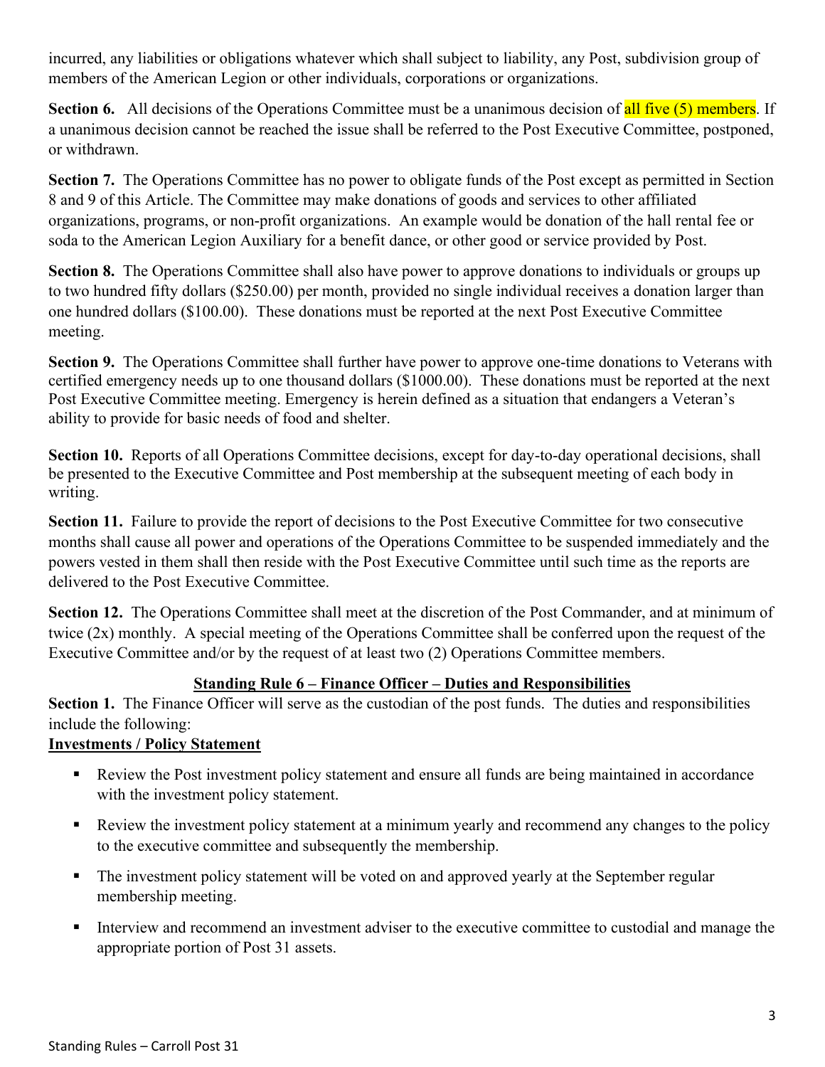incurred, any liabilities or obligations whatever which shall subject to liability, any Post, subdivision group of members of the American Legion or other individuals, corporations or organizations.

**Section 6.** All decisions of the Operations Committee must be a unanimous decision of all five (5) members. If a unanimous decision cannot be reached the issue shall be referred to the Post Executive Committee, postponed, or withdrawn.

**Section 7.** The Operations Committee has no power to obligate funds of the Post except as permitted in Section 8 and 9 of this Article. The Committee may make donations of goods and services to other affiliated organizations, programs, or non-profit organizations. An example would be donation of the hall rental fee or soda to the American Legion Auxiliary for a benefit dance, or other good or service provided by Post.

**Section 8.** The Operations Committee shall also have power to approve donations to individuals or groups up to two hundred fifty dollars ($250.00) per month, provided no single individual receives a donation larger than one hundred dollars ($100.00). These donations must be reported at the next Post Executive Committee meeting.

**Section 9.** The Operations Committee shall further have power to approve one-time donations to Veterans with certified emergency needs up to one thousand dollars ($1000.00). These donations must be reported at the next Post Executive Committee meeting. Emergency is herein defined as a situation that endangers a Veteran's ability to provide for basic needs of food and shelter.

**Section 10.** Reports of all Operations Committee decisions, except for day-to-day operational decisions, shall be presented to the Executive Committee and Post membership at the subsequent meeting of each body in writing.

**Section 11.** Failure to provide the report of decisions to the Post Executive Committee for two consecutive months shall cause all power and operations of the Operations Committee to be suspended immediately and the powers vested in them shall then reside with the Post Executive Committee until such time as the reports are delivered to the Post Executive Committee.

**Section 12.** The Operations Committee shall meet at the discretion of the Post Commander, and at minimum of twice (2x) monthly. A special meeting of the Operations Committee shall be conferred upon the request of the Executive Committee and/or by the request of at least two (2) Operations Committee members.

## Standing Rule 6 – Finance Officer – Duties and Responsibilities

**Section 1.** The Finance Officer will serve as the custodian of the post funds. The duties and responsibilities include the following:

**Investments / Policy Statement**

- Review the Post investment policy statement and ensure all funds are being maintained in accordance with the investment policy statement.
- Review the investment policy statement at a minimum yearly and recommend any changes to the policy to the executive committee and subsequently the membership.
- The investment policy statement will be voted on and approved yearly at the September regular membership meeting.
- Interview and recommend an investment adviser to the executive committee to custodial and manage the appropriate portion of Post 31 assets.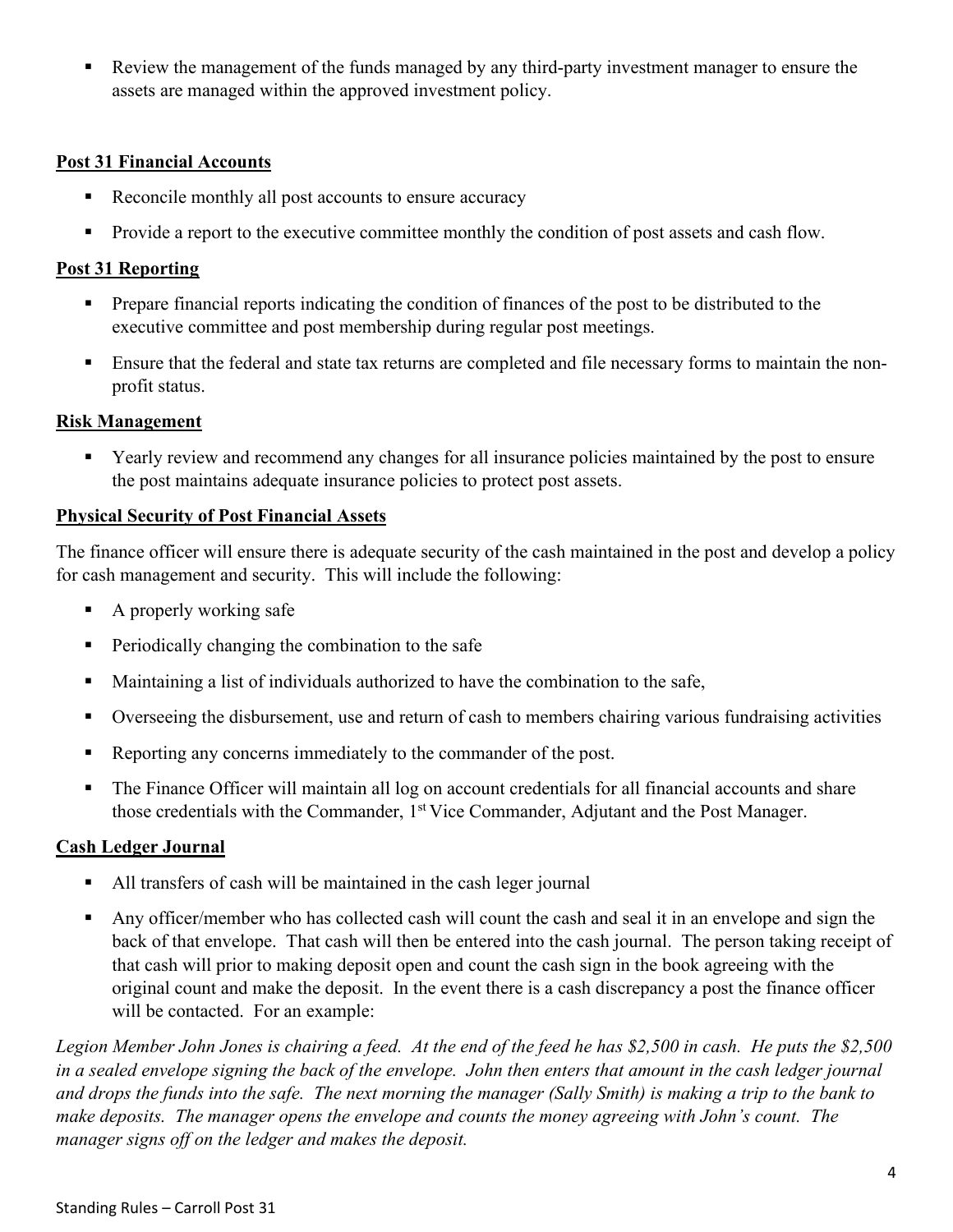- Review the management of the funds managed by any third-party investment manager to ensure the assets are managed within the approved investment policy.

**Post 31 Financial Accounts**

- Reconcile monthly all post accounts to ensure accuracy
- Provide a report to the executive committee monthly the condition of post assets and cash flow.

**Post 31 Reporting**

- Prepare financial reports indicating the condition of finances of the post to be distributed to the executive committee and post membership during regular post meetings.
- Ensure that the federal and state tax returns are completed and file necessary forms to maintain the non-profit status.

**Risk Management**

- Yearly review and recommend any changes for all insurance policies maintained by the post to ensure the post maintains adequate insurance policies to protect post assets.

**Physical Security of Post Financial Assets**

The finance officer will ensure there is adequate security of the cash maintained in the post and develop a policy for cash management and security. This will include the following:

- A properly working safe
- Periodically changing the combination to the safe
- Maintaining a list of individuals authorized to have the combination to the safe,
- Overseeing the disbursement, use and return of cash to members chairing various fundraising activities
- Reporting any concerns immediately to the commander of the post.
- The Finance Officer will maintain all log on account credentials for all financial accounts and share those credentials with the Commander, 1st Vice Commander, Adjutant and the Post Manager.

**Cash Ledger Journal**

- All transfers of cash will be maintained in the cash leger journal
- Any officer/member who has collected cash will count the cash and seal it in an envelope and sign the back of that envelope. That cash will then be entered into the cash journal. The person taking receipt of that cash will prior to making deposit open and count the cash sign in the book agreeing with the original count and make the deposit. In the event there is a cash discrepancy a post the finance officer will be contacted. For an example:

*Legion Member John Jones is chairing a feed. At the end of the feed he has $2,500 in cash. He puts the $2,500 in a sealed envelope signing the back of the envelope. John then enters that amount in the cash ledger journal and drops the funds into the safe. The next morning the manager (Sally Smith) is making a trip to the bank to make deposits. The manager opens the envelope and counts the money agreeing with John's count. The manager signs off on the ledger and makes the deposit.*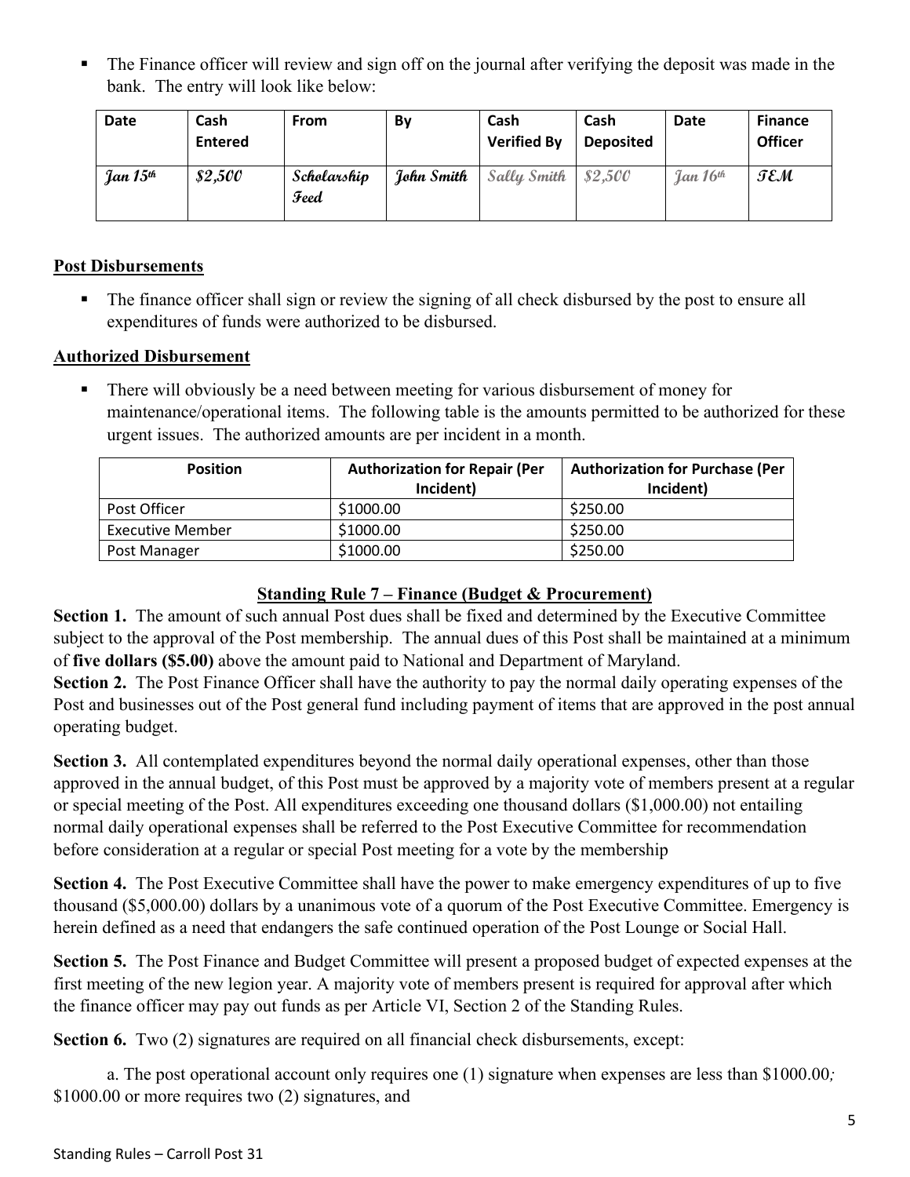- The Finance officer will review and sign off on the journal after verifying the deposit was made in the bank. The entry will look like below:

| Date | Cash Entered | From | By | Cash Verified By | Cash Deposited | Date | Finance Officer |
|---|---|---|---|---|---|---|---|
| *Jan 15th* | *$2,500* | *Scholarship Feed* | *John Smith* | *Sally Smith* | *$2,500* | *Jan 16th* | *TEM* |

**Post Disbursements**

- The finance officer shall sign or review the signing of all check disbursed by the post to ensure all expenditures of funds were authorized to be disbursed.

**Authorized Disbursement**

- There will obviously be a need between meeting for various disbursement of money for maintenance/operational items. The following table is the amounts permitted to be authorized for these urgent issues. The authorized amounts are per incident in a month.

| Position | Authorization for Repair (Per Incident) | Authorization for Purchase (Per Incident) |
|---|---|---|
| Post Officer | $1000.00 | $250.00 |
| Executive Member | $1000.00 | $250.00 |
| Post Manager | $1000.00 | $250.00 |

## Standing Rule 7 – Finance (Budget & Procurement)

**Section 1.** The amount of such annual Post dues shall be fixed and determined by the Executive Committee subject to the approval of the Post membership. The annual dues of this Post shall be maintained at a minimum of **five dollars ($5.00)** above the amount paid to National and Department of Maryland.

**Section 2.** The Post Finance Officer shall have the authority to pay the normal daily operating expenses of the Post and businesses out of the Post general fund including payment of items that are approved in the post annual operating budget.

**Section 3.** All contemplated expenditures beyond the normal daily operational expenses, other than those approved in the annual budget, of this Post must be approved by a majority vote of members present at a regular or special meeting of the Post. All expenditures exceeding one thousand dollars ($1,000.00) not entailing normal daily operational expenses shall be referred to the Post Executive Committee for recommendation before consideration at a regular or special Post meeting for a vote by the membership

**Section 4.** The Post Executive Committee shall have the power to make emergency expenditures of up to five thousand ($5,000.00) dollars by a unanimous vote of a quorum of the Post Executive Committee. Emergency is herein defined as a need that endangers the safe continued operation of the Post Lounge or Social Hall.

**Section 5.** The Post Finance and Budget Committee will present a proposed budget of expected expenses at the first meeting of the new legion year. A majority vote of members present is required for approval after which the finance officer may pay out funds as per Article VI, Section 2 of the Standing Rules.

**Section 6.** Two (2) signatures are required on all financial check disbursements, except:

a. The post operational account only requires one (1) signature when expenses are less than $1000.00*;* $1000.00 or more requires two (2) signatures, and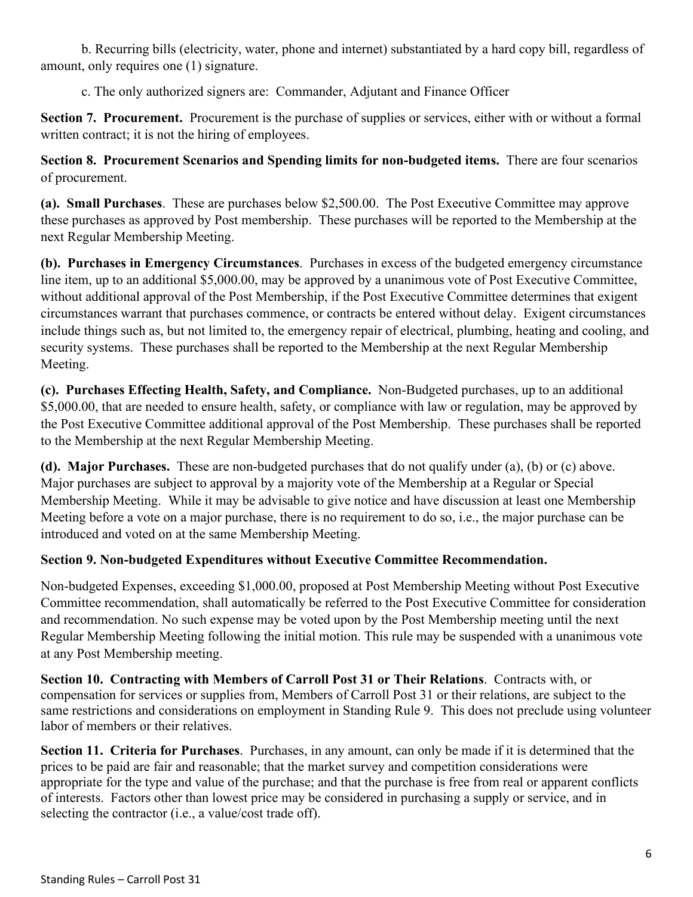b. Recurring bills (electricity, water, phone and internet) substantiated by a hard copy bill, regardless of amount, only requires one (1) signature.

c. The only authorized signers are: Commander, Adjutant and Finance Officer

**Section 7. Procurement.** Procurement is the purchase of supplies or services, either with or without a formal written contract; it is not the hiring of employees.

**Section 8. Procurement Scenarios and Spending limits for non-budgeted items.** There are four scenarios of procurement.

**(a). Small Purchases**. These are purchases below $2,500.00. The Post Executive Committee may approve these purchases as approved by Post membership. These purchases will be reported to the Membership at the next Regular Membership Meeting.

**(b). Purchases in Emergency Circumstances**. Purchases in excess of the budgeted emergency circumstance line item, up to an additional $5,000.00, may be approved by a unanimous vote of Post Executive Committee, without additional approval of the Post Membership, if the Post Executive Committee determines that exigent circumstances warrant that purchases commence, or contracts be entered without delay. Exigent circumstances include things such as, but not limited to, the emergency repair of electrical, plumbing, heating and cooling, and security systems. These purchases shall be reported to the Membership at the next Regular Membership Meeting.

**(c). Purchases Effecting Health, Safety, and Compliance.** Non-Budgeted purchases, up to an additional $5,000.00, that are needed to ensure health, safety, or compliance with law or regulation, may be approved by the Post Executive Committee additional approval of the Post Membership. These purchases shall be reported to the Membership at the next Regular Membership Meeting.

**(d). Major Purchases.** These are non-budgeted purchases that do not qualify under (a), (b) or (c) above. Major purchases are subject to approval by a majority vote of the Membership at a Regular or Special Membership Meeting. While it may be advisable to give notice and have discussion at least one Membership Meeting before a vote on a major purchase, there is no requirement to do so, i.e., the major purchase can be introduced and voted on at the same Membership Meeting.

**Section 9. Non-budgeted Expenditures without Executive Committee Recommendation.**

Non-budgeted Expenses, exceeding $1,000.00, proposed at Post Membership Meeting without Post Executive Committee recommendation, shall automatically be referred to the Post Executive Committee for consideration and recommendation. No such expense may be voted upon by the Post Membership meeting until the next Regular Membership Meeting following the initial motion. This rule may be suspended with a unanimous vote at any Post Membership meeting.

**Section 10. Contracting with Members of Carroll Post 31 or Their Relations**. Contracts with, or compensation for services or supplies from, Members of Carroll Post 31 or their relations, are subject to the same restrictions and considerations on employment in Standing Rule 9. This does not preclude using volunteer labor of members or their relatives.

**Section 11. Criteria for Purchases**. Purchases, in any amount, can only be made if it is determined that the prices to be paid are fair and reasonable; that the market survey and competition considerations were appropriate for the type and value of the purchase; and that the purchase is free from real or apparent conflicts of interests. Factors other than lowest price may be considered in purchasing a supply or service, and in selecting the contractor (i.e., a value/cost trade off).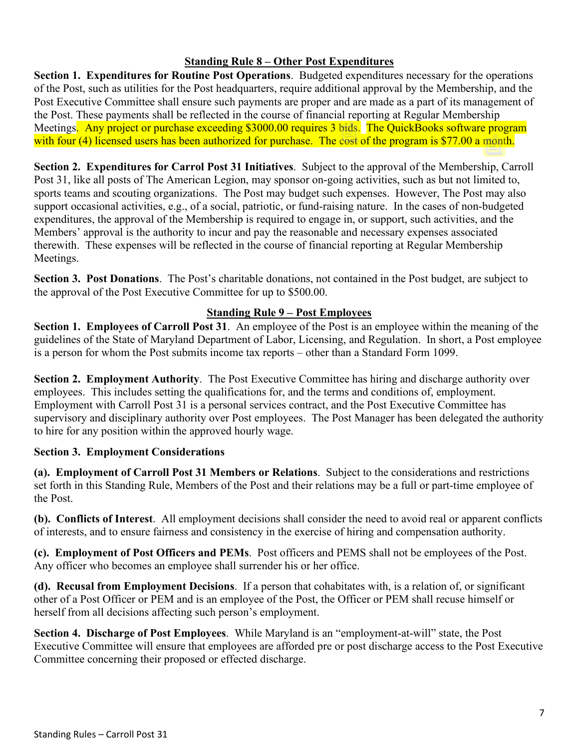## Standing Rule 8 – Other Post Expenditures

**Section 1. Expenditures for Routine Post Operations**. Budgeted expenditures necessary for the operations of the Post, such as utilities for the Post headquarters, require additional approval by the Membership, and the Post Executive Committee shall ensure such payments are proper and are made as a part of its management of the Post. These payments shall be reflected in the course of financial reporting at Regular Membership Meetings. Any project or purchase exceeding $3000.00 requires 3 bids. The QuickBooks software program with four (4) licensed users has been authorized for purchase. The cost of the program is $77.00 a month.

**Section 2. Expenditures for Carrol Post 31 Initiatives**. Subject to the approval of the Membership, Carroll Post 31, like all posts of The American Legion, may sponsor on-going activities, such as but not limited to, sports teams and scouting organizations. The Post may budget such expenses. However, The Post may also support occasional activities, e.g., of a social, patriotic, or fund-raising nature. In the cases of non-budgeted expenditures, the approval of the Membership is required to engage in, or support, such activities, and the Members' approval is the authority to incur and pay the reasonable and necessary expenses associated therewith. These expenses will be reflected in the course of financial reporting at Regular Membership Meetings.

**Section 3. Post Donations**. The Post's charitable donations, not contained in the Post budget, are subject to the approval of the Post Executive Committee for up to $500.00.

## Standing Rule 9 – Post Employees

**Section 1. Employees of Carroll Post 31**. An employee of the Post is an employee within the meaning of the guidelines of the State of Maryland Department of Labor, Licensing, and Regulation. In short, a Post employee is a person for whom the Post submits income tax reports – other than a Standard Form 1099.

**Section 2. Employment Authority**. The Post Executive Committee has hiring and discharge authority over employees. This includes setting the qualifications for, and the terms and conditions of, employment. Employment with Carroll Post 31 is a personal services contract, and the Post Executive Committee has supervisory and disciplinary authority over Post employees. The Post Manager has been delegated the authority to hire for any position within the approved hourly wage.

**Section 3. Employment Considerations**

**(a). Employment of Carroll Post 31 Members or Relations**. Subject to the considerations and restrictions set forth in this Standing Rule, Members of the Post and their relations may be a full or part-time employee of the Post.

**(b). Conflicts of Interest**. All employment decisions shall consider the need to avoid real or apparent conflicts of interests, and to ensure fairness and consistency in the exercise of hiring and compensation authority.

**(c). Employment of Post Officers and PEMs**. Post officers and PEMS shall not be employees of the Post. Any officer who becomes an employee shall surrender his or her office.

**(d). Recusal from Employment Decisions**. If a person that cohabitates with, is a relation of, or significant other of a Post Officer or PEM and is an employee of the Post, the Officer or PEM shall recuse himself or herself from all decisions affecting such person's employment.

**Section 4. Discharge of Post Employees**. While Maryland is an "employment-at-will" state, the Post Executive Committee will ensure that employees are afforded pre or post discharge access to the Post Executive Committee concerning their proposed or effected discharge.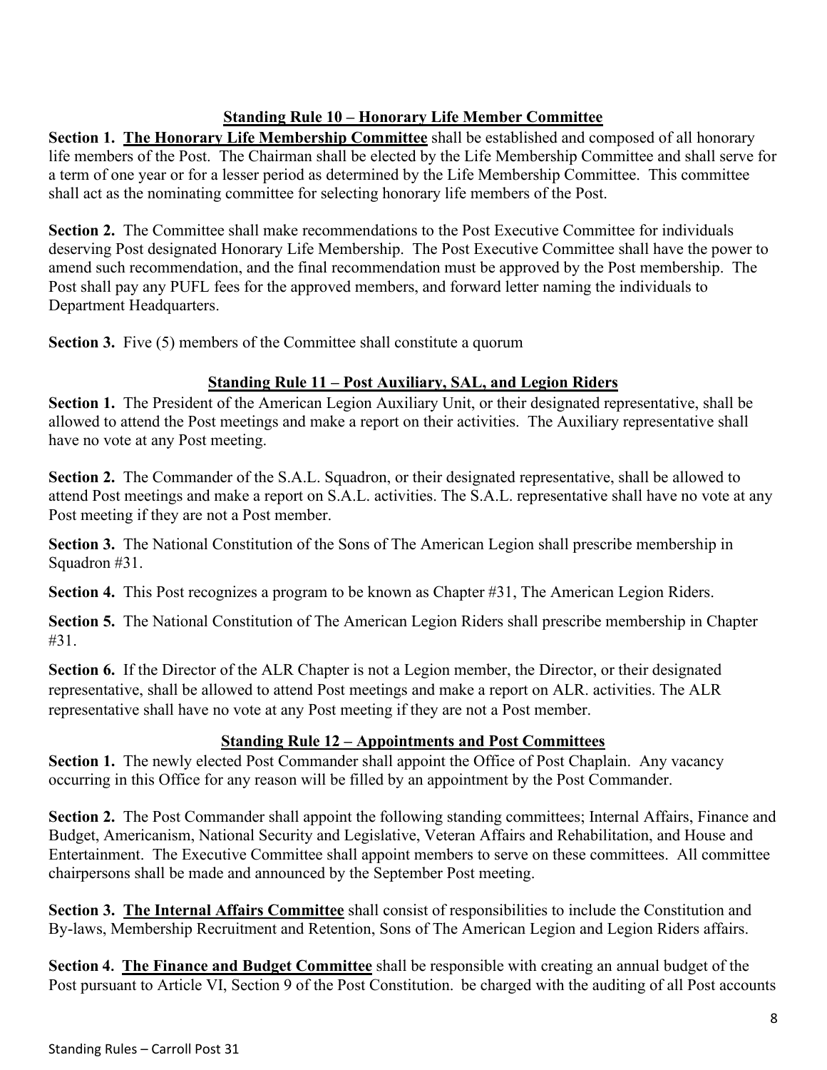**Standing Rule 10 – Honorary Life Member Committee**

**Section 1. The Honorary Life Membership Committee** shall be established and composed of all honorary life members of the Post. The Chairman shall be elected by the Life Membership Committee and shall serve for a term of one year or for a lesser period as determined by the Life Membership Committee. This committee shall act as the nominating committee for selecting honorary life members of the Post.

**Section 2.** The Committee shall make recommendations to the Post Executive Committee for individuals deserving Post designated Honorary Life Membership. The Post Executive Committee shall have the power to amend such recommendation, and the final recommendation must be approved by the Post membership. The Post shall pay any PUFL fees for the approved members, and forward letter naming the individuals to Department Headquarters.

**Section 3.** Five (5) members of the Committee shall constitute a quorum

**Standing Rule 11 – Post Auxiliary, SAL, and Legion Riders**

**Section 1.** The President of the American Legion Auxiliary Unit, or their designated representative, shall be allowed to attend the Post meetings and make a report on their activities. The Auxiliary representative shall have no vote at any Post meeting.

**Section 2.** The Commander of the S.A.L. Squadron, or their designated representative, shall be allowed to attend Post meetings and make a report on S.A.L. activities. The S.A.L. representative shall have no vote at any Post meeting if they are not a Post member.

**Section 3.** The National Constitution of the Sons of The American Legion shall prescribe membership in Squadron #31.

**Section 4.** This Post recognizes a program to be known as Chapter #31, The American Legion Riders.

**Section 5.** The National Constitution of The American Legion Riders shall prescribe membership in Chapter #31.

**Section 6.** If the Director of the ALR Chapter is not a Legion member, the Director, or their designated representative, shall be allowed to attend Post meetings and make a report on ALR. activities. The ALR representative shall have no vote at any Post meeting if they are not a Post member.

**Standing Rule 12 – Appointments and Post Committees**

**Section 1.** The newly elected Post Commander shall appoint the Office of Post Chaplain. Any vacancy occurring in this Office for any reason will be filled by an appointment by the Post Commander.

**Section 2.** The Post Commander shall appoint the following standing committees; Internal Affairs, Finance and Budget, Americanism, National Security and Legislative, Veteran Affairs and Rehabilitation, and House and Entertainment. The Executive Committee shall appoint members to serve on these committees. All committee chairpersons shall be made and announced by the September Post meeting.

**Section 3. The Internal Affairs Committee** shall consist of responsibilities to include the Constitution and By-laws, Membership Recruitment and Retention, Sons of The American Legion and Legion Riders affairs.

**Section 4. The Finance and Budget Committee** shall be responsible with creating an annual budget of the Post pursuant to Article VI, Section 9 of the Post Constitution. be charged with the auditing of all Post accounts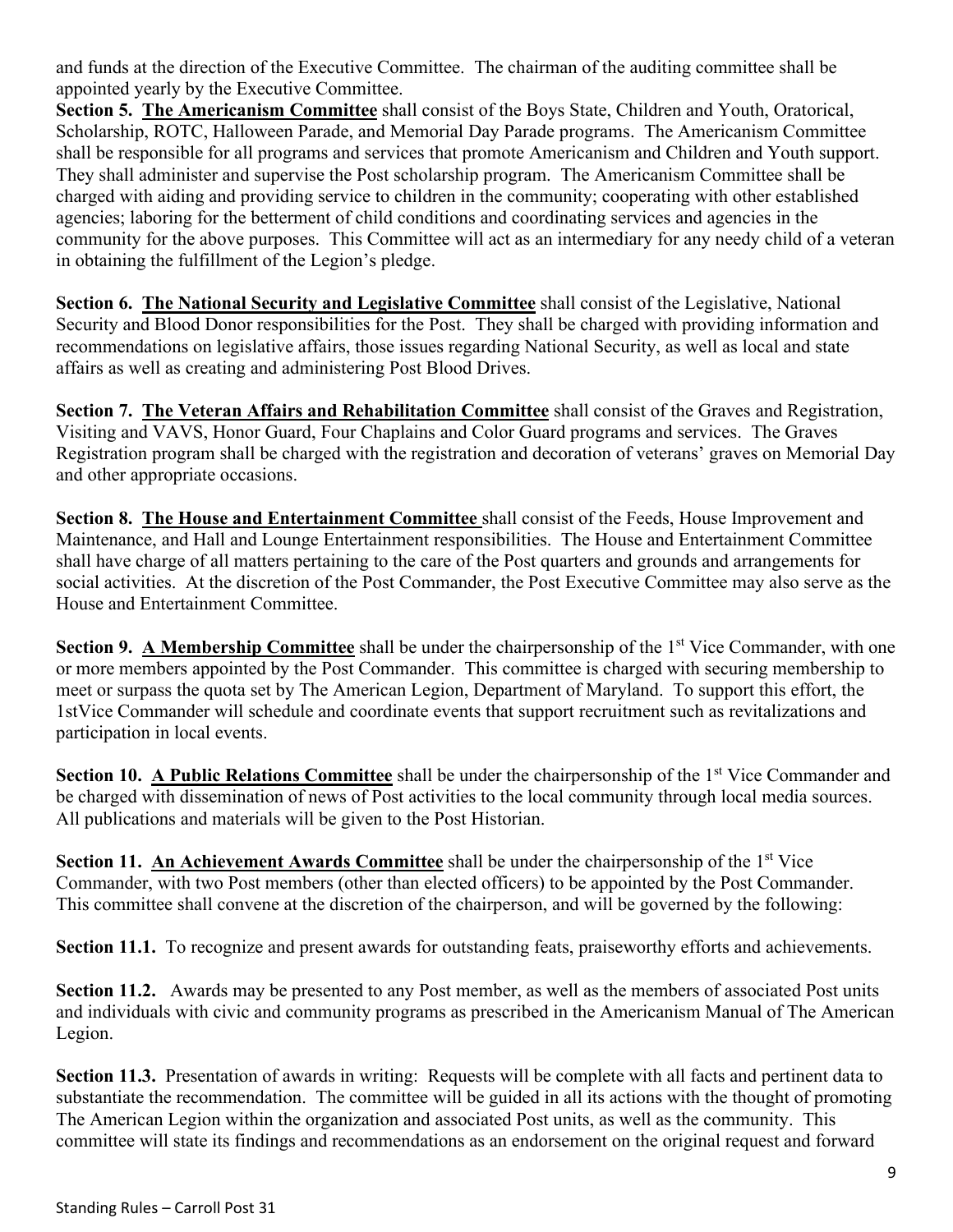and funds at the direction of the Executive Committee. The chairman of the auditing committee shall be appointed yearly by the Executive Committee.

**Section 5. <u>The Americanism Committee</u>** shall consist of the Boys State, Children and Youth, Oratorical, Scholarship, ROTC, Halloween Parade, and Memorial Day Parade programs. The Americanism Committee shall be responsible for all programs and services that promote Americanism and Children and Youth support. They shall administer and supervise the Post scholarship program. The Americanism Committee shall be charged with aiding and providing service to children in the community; cooperating with other established agencies; laboring for the betterment of child conditions and coordinating services and agencies in the community for the above purposes. This Committee will act as an intermediary for any needy child of a veteran in obtaining the fulfillment of the Legion's pledge.

**Section 6. <u>The National Security and Legislative Committee</u>** shall consist of the Legislative, National Security and Blood Donor responsibilities for the Post. They shall be charged with providing information and recommendations on legislative affairs, those issues regarding National Security, as well as local and state affairs as well as creating and administering Post Blood Drives.

**Section 7. <u>The Veteran Affairs and Rehabilitation Committee</u>** shall consist of the Graves and Registration, Visiting and VAVS, Honor Guard, Four Chaplains and Color Guard programs and services. The Graves Registration program shall be charged with the registration and decoration of veterans' graves on Memorial Day and other appropriate occasions.

**Section 8. <u>The House and Entertainment Committee</u>** shall consist of the Feeds, House Improvement and Maintenance, and Hall and Lounge Entertainment responsibilities. The House and Entertainment Committee shall have charge of all matters pertaining to the care of the Post quarters and grounds and arrangements for social activities. At the discretion of the Post Commander, the Post Executive Committee may also serve as the House and Entertainment Committee.

**Section 9. <u>A Membership Committee</u>** shall be under the chairpersonship of the 1st Vice Commander, with one or more members appointed by the Post Commander. This committee is charged with securing membership to meet or surpass the quota set by The American Legion, Department of Maryland. To support this effort, the 1stVice Commander will schedule and coordinate events that support recruitment such as revitalizations and participation in local events.

**Section 10. <u>A Public Relations Committee</u>** shall be under the chairpersonship of the 1st Vice Commander and be charged with dissemination of news of Post activities to the local community through local media sources. All publications and materials will be given to the Post Historian.

**Section 11. <u>An Achievement Awards Committee</u>** shall be under the chairpersonship of the 1st Vice Commander, with two Post members (other than elected officers) to be appointed by the Post Commander. This committee shall convene at the discretion of the chairperson, and will be governed by the following:

**Section 11.1.** To recognize and present awards for outstanding feats, praiseworthy efforts and achievements.

**Section 11.2.** Awards may be presented to any Post member, as well as the members of associated Post units and individuals with civic and community programs as prescribed in the Americanism Manual of The American Legion.

**Section 11.3.** Presentation of awards in writing: Requests will be complete with all facts and pertinent data to substantiate the recommendation. The committee will be guided in all its actions with the thought of promoting The American Legion within the organization and associated Post units, as well as the community. This committee will state its findings and recommendations as an endorsement on the original request and forward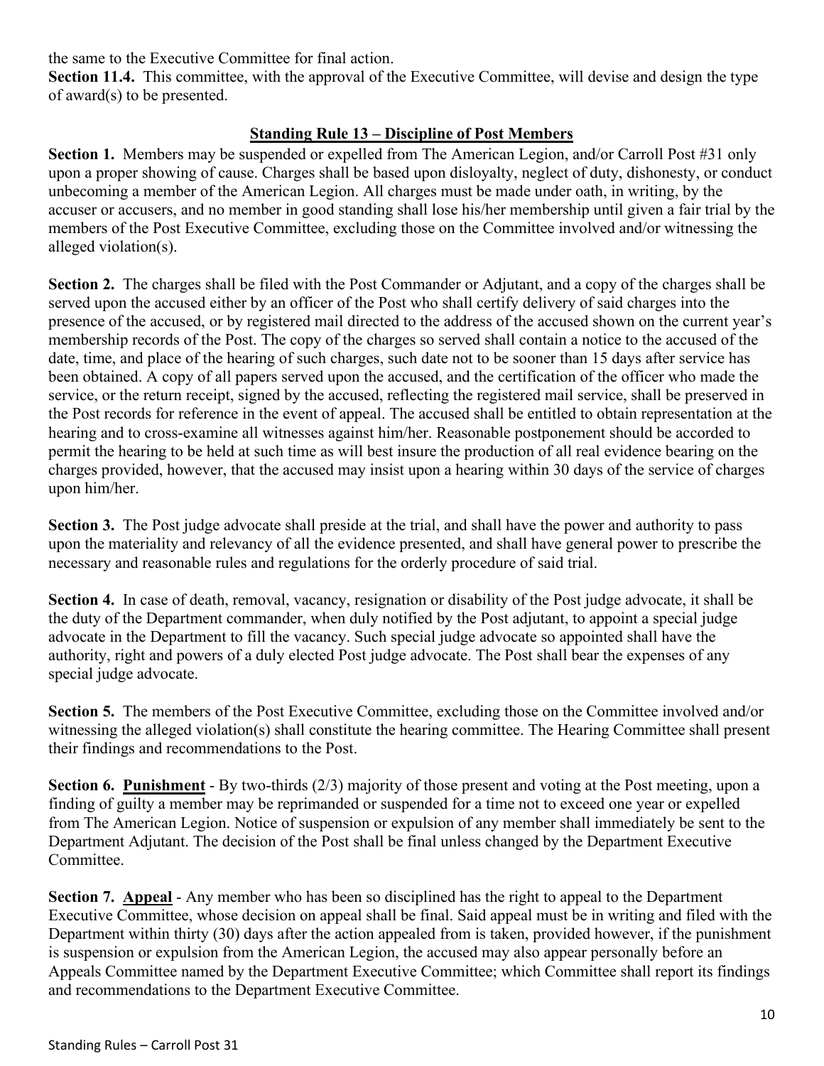the same to the Executive Committee for final action.

**Section 11.4.** This committee, with the approval of the Executive Committee, will devise and design the type of award(s) to be presented.

## Standing Rule 13 – Discipline of Post Members

**Section 1.** Members may be suspended or expelled from The American Legion, and/or Carroll Post #31 only upon a proper showing of cause. Charges shall be based upon disloyalty, neglect of duty, dishonesty, or conduct unbecoming a member of the American Legion. All charges must be made under oath, in writing, by the accuser or accusers, and no member in good standing shall lose his/her membership until given a fair trial by the members of the Post Executive Committee, excluding those on the Committee involved and/or witnessing the alleged violation(s).

**Section 2.** The charges shall be filed with the Post Commander or Adjutant, and a copy of the charges shall be served upon the accused either by an officer of the Post who shall certify delivery of said charges into the presence of the accused, or by registered mail directed to the address of the accused shown on the current year's membership records of the Post. The copy of the charges so served shall contain a notice to the accused of the date, time, and place of the hearing of such charges, such date not to be sooner than 15 days after service has been obtained. A copy of all papers served upon the accused, and the certification of the officer who made the service, or the return receipt, signed by the accused, reflecting the registered mail service, shall be preserved in the Post records for reference in the event of appeal. The accused shall be entitled to obtain representation at the hearing and to cross-examine all witnesses against him/her. Reasonable postponement should be accorded to permit the hearing to be held at such time as will best insure the production of all real evidence bearing on the charges provided, however, that the accused may insist upon a hearing within 30 days of the service of charges upon him/her.

**Section 3.** The Post judge advocate shall preside at the trial, and shall have the power and authority to pass upon the materiality and relevancy of all the evidence presented, and shall have general power to prescribe the necessary and reasonable rules and regulations for the orderly procedure of said trial.

**Section 4.** In case of death, removal, vacancy, resignation or disability of the Post judge advocate, it shall be the duty of the Department commander, when duly notified by the Post adjutant, to appoint a special judge advocate in the Department to fill the vacancy. Such special judge advocate so appointed shall have the authority, right and powers of a duly elected Post judge advocate. The Post shall bear the expenses of any special judge advocate.

**Section 5.** The members of the Post Executive Committee, excluding those on the Committee involved and/or witnessing the alleged violation(s) shall constitute the hearing committee. The Hearing Committee shall present their findings and recommendations to the Post.

**Section 6. Punishment** - By two-thirds (2/3) majority of those present and voting at the Post meeting, upon a finding of guilty a member may be reprimanded or suspended for a time not to exceed one year or expelled from The American Legion. Notice of suspension or expulsion of any member shall immediately be sent to the Department Adjutant. The decision of the Post shall be final unless changed by the Department Executive Committee.

**Section 7. Appeal** - Any member who has been so disciplined has the right to appeal to the Department Executive Committee, whose decision on appeal shall be final. Said appeal must be in writing and filed with the Department within thirty (30) days after the action appealed from is taken, provided however, if the punishment is suspension or expulsion from the American Legion, the accused may also appear personally before an Appeals Committee named by the Department Executive Committee; which Committee shall report its findings and recommendations to the Department Executive Committee.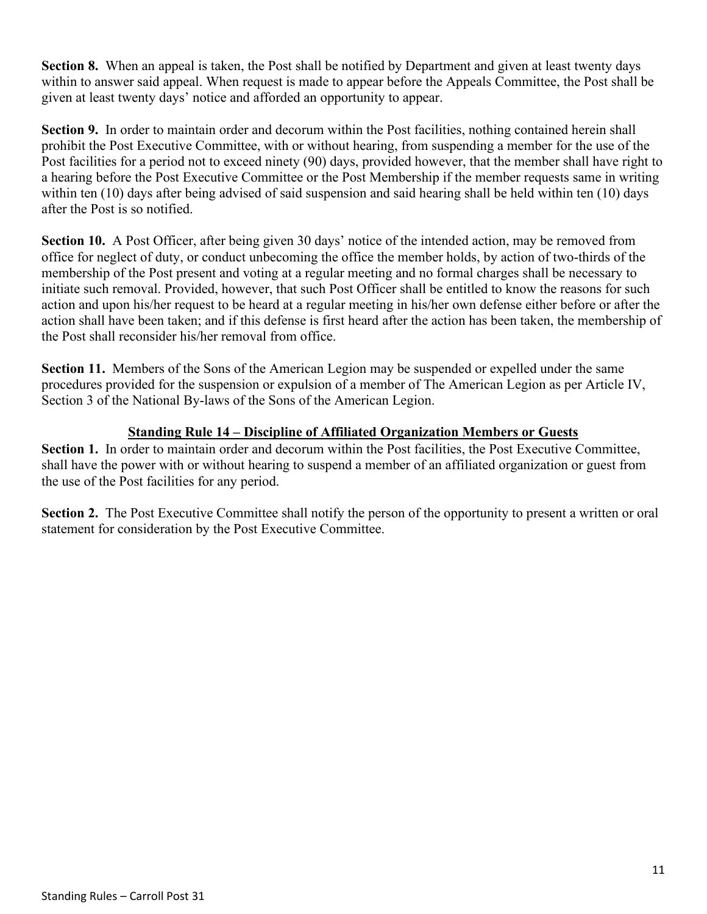**Section 8.** When an appeal is taken, the Post shall be notified by Department and given at least twenty days within to answer said appeal. When request is made to appear before the Appeals Committee, the Post shall be given at least twenty days' notice and afforded an opportunity to appear.

**Section 9.** In order to maintain order and decorum within the Post facilities, nothing contained herein shall prohibit the Post Executive Committee, with or without hearing, from suspending a member for the use of the Post facilities for a period not to exceed ninety (90) days, provided however, that the member shall have right to a hearing before the Post Executive Committee or the Post Membership if the member requests same in writing within ten (10) days after being advised of said suspension and said hearing shall be held within ten (10) days after the Post is so notified.

**Section 10.** A Post Officer, after being given 30 days' notice of the intended action, may be removed from office for neglect of duty, or conduct unbecoming the office the member holds, by action of two-thirds of the membership of the Post present and voting at a regular meeting and no formal charges shall be necessary to initiate such removal. Provided, however, that such Post Officer shall be entitled to know the reasons for such action and upon his/her request to be heard at a regular meeting in his/her own defense either before or after the action shall have been taken; and if this defense is first heard after the action has been taken, the membership of the Post shall reconsider his/her removal from office.

**Section 11.** Members of the Sons of the American Legion may be suspended or expelled under the same procedures provided for the suspension or expulsion of a member of The American Legion as per Article IV, Section 3 of the National By-laws of the Sons of the American Legion.

## Standing Rule 14 – Discipline of Affiliated Organization Members or Guests

**Section 1.** In order to maintain order and decorum within the Post facilities, the Post Executive Committee, shall have the power with or without hearing to suspend a member of an affiliated organization or guest from the use of the Post facilities for any period.

**Section 2.** The Post Executive Committee shall notify the person of the opportunity to present a written or oral statement for consideration by the Post Executive Committee.